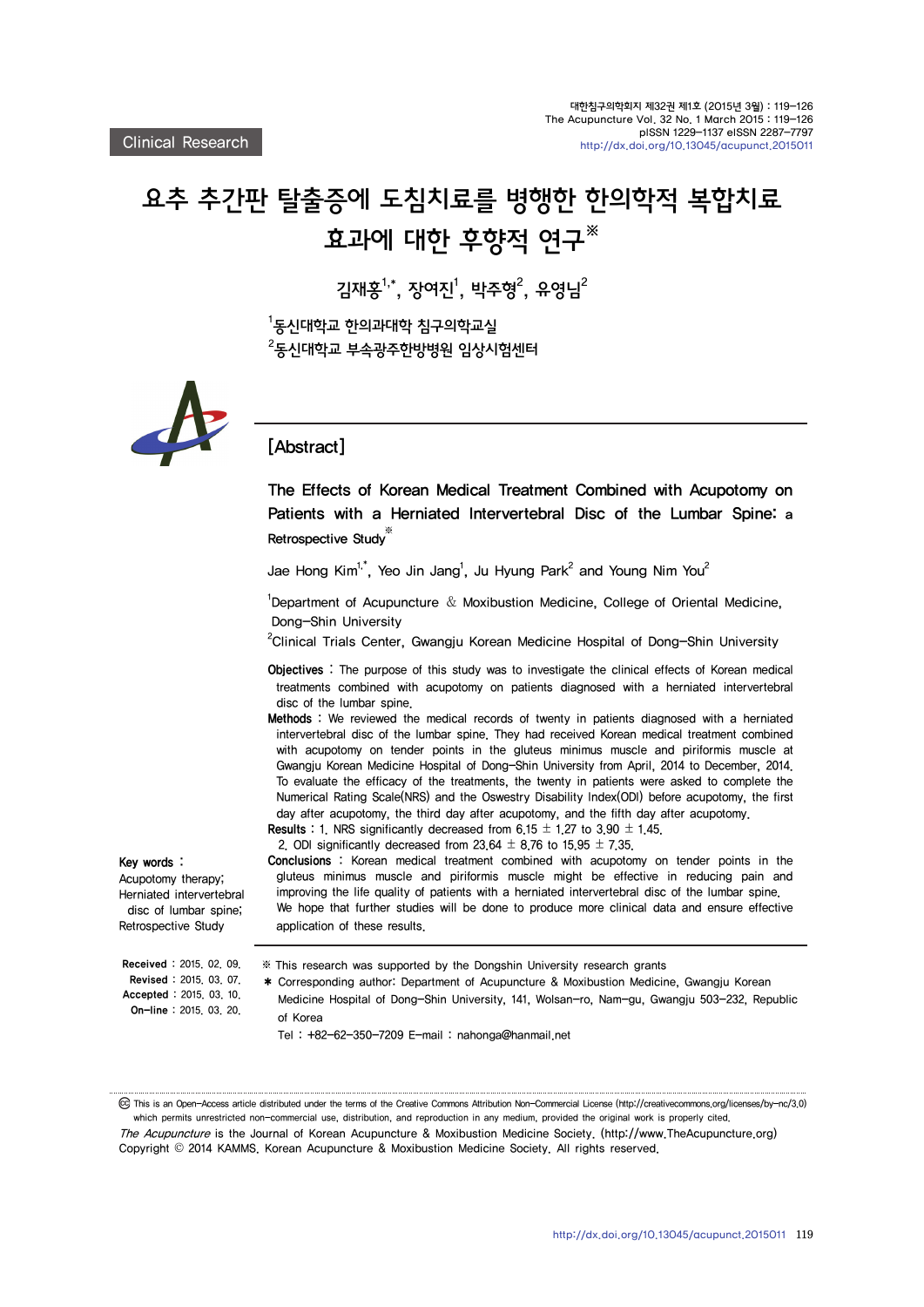Clinical Research

# 요추 추간판 탈출증에 도침치료를 병행한 한의학적 복합치료 효과에 대한 후향적 연구※

김재홍[1,*], 장여진[1], 박주형[2], 유영님[2]

[1]동신대학교 한의과대학 침구의학교실
[2]동신대학교 부속광주한방병원 임상시험센터

## [Abstract]

### The Effects of Korean Medical Treatment Combined with Acupotomy on Patients with a Herniated Intervertebral Disc of the Lumbar Spine: a Retrospective Study※

Jae Hong Kim[1,*], Yeo Jin Jang[1], Ju Hyung Park[2] and Young Nim You[2]

[1]Department of Acupuncture & Moxibustion Medicine, College of Oriental Medicine, Dong-Shin University
[2]Clinical Trials Center, Gwangju Korean Medicine Hospital of Dong-Shin University

**Objectives** : The purpose of this study was to investigate the clinical effects of Korean medical treatments combined with acupotomy on patients diagnosed with a herniated intervertebral disc of the lumbar spine.

**Methods** : We reviewed the medical records of twenty in patients diagnosed with a herniated intervertebral disc of the lumbar spine. They had received Korean medical treatment combined with acupotomy on tender points in the gluteus minimus muscle and piriformis muscle at Gwangju Korean Medicine Hospital of Dong-Shin University from April, 2014 to December, 2014. To evaluate the efficacy of the treatments, the twenty in patients were asked to complete the Numerical Rating Scale(NRS) and the Oswestry Disability Index(ODI) before acupotomy, the first day after acupotomy, the third day after acupotomy, and the fifth day after acupotomy.

**Results** : 1. NRS significantly decreased from 6.15 ± 1.27 to 3.90 ± 1.45.
2. ODI significantly decreased from 23.64 ± 8.76 to 15.95 ± 7.35.

**Conclusions** : Korean medical treatment combined with acupotomy on tender points in the gluteus minimus muscle and piriformis muscle might be effective in reducing pain and improving the life quality of patients with a herniated intervertebral disc of the lumbar spine. We hope that further studies will be done to produce more clinical data and ensure effective application of these results.

**Key words** : Acupotomy therapy; Herniated intervertebral disc of lumbar spine; Retrospective Study

**Received** : 2015. 02. 09.
**Revised** : 2015. 03. 07.
**Accepted** : 2015. 03. 10.
**On-line** : 2015. 03. 20.

※ This research was supported by the Dongshin University research grants

\* Corresponding author: Department of Acupuncture & Moxibustion Medicine, Gwangju Korean Medicine Hospital of Dong-Shin University, 141, Wolsan-ro, Nam-gu, Gwangju 503-232, Republic of Korea
Tel : +82-62-350-7209 E-mail : nahonga@hanmail.net

This is an Open-Access article distributed under the terms of the Creative Commons Attribution Non-Commercial License (http://creativecommons.org/licenses/by-nc/3.0) which permits unrestricted non-commercial use, distribution, and reproduction in any medium, provided the original work is properly cited.

*The Acupuncture* is the Journal of Korean Acupuncture & Moxibustion Medicine Society. (http://www.TheAcupuncture.org)
Copyright © 2014 KAMMS. Korean Acupuncture & Moxibustion Medicine Society. All rights reserved.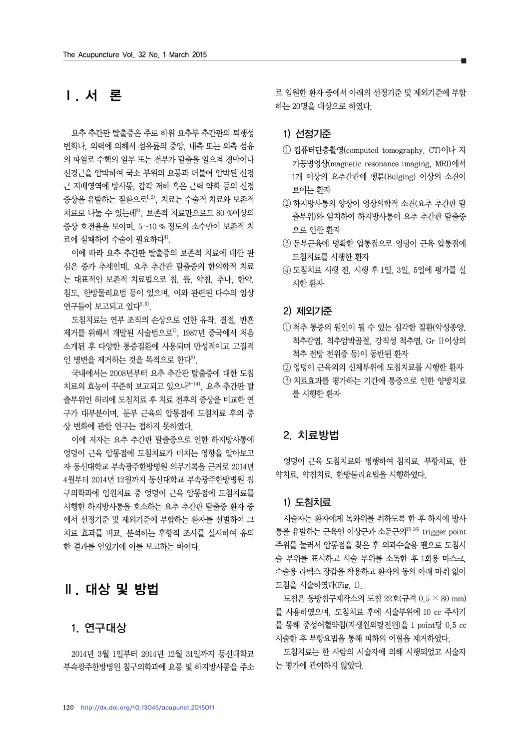# Ⅰ. 서 론

요추 추간판 탈출증은 주로 하위 요추부 추간판의 퇴행성 변화나, 외력에 의해서 섬유륜의 중앙, 내측 또는 외측 섬유의 파열로 수핵의 일부 또는 전부가 탈출을 일으켜 경막이나 신경근을 압박하여 국소 부위의 요통과 더불어 압박된 신경근 지배영역에 방사통, 감각 저하 혹은 근력 약화 등의 신경 증상을 유발하는 질환으로[1,2], 치료는 수술적 치료와 보존적 치료로 나눌 수 있는데[3], 보존적 치료만으로도 80 %이상의 증상 호전율을 보이며, 5~10 % 정도의 소수만이 보존적 치료에 실패하여 수술이 필요하다[4].

이에 따라 요추 추간판 탈출증의 보존적 치료에 대한 관심은 증가 추세인데, 요추 추간판 탈출증의 한의학적 치료는 대표적인 보존적 치료법으로 침, 뜸, 약침, 추나, 한약, 침도, 한방물리요법 등이 있으며, 이와 관련된 다수의 임상 연구들이 보고되고 있다[5,6].

도침치료는 연부 조직의 손상으로 인한 유착, 결절, 반흔 제거를 위해서 개발된 시술법으로[7], 1987년 중국에서 처음 소개된 후 다양한 통증질환에 사용되며 만성적이고 고질적인 병변을 제거하는 것을 목적으로 한다[8].

국내에서는 2008년부터 요추 추간판 탈출증에 대한 도침치료의 효능이 꾸준히 보고되고 있으나[9-14], 요추 추간판 탈출부위인 허리에 도침치료 후 치료 전후의 증상을 비교한 연구가 대부분이며, 둔부 근육의 압통점에 도침치료 후의 증상 변화에 관한 연구는 접하지 못하였다.

이에 저자는 요추 추간판 탈출증으로 인한 하지방사통에 엉덩이 근육 압통점에 도침치료가 미치는 영향을 알아보고자 동신대학교 부속광주한방병원 의무기록을 근거로 2014년 4월부터 2014년 12월까지 동신대학교 부속광주한방병원 침구의학과에 입원치료 중 엉덩이 근육 압통점에 도침치료를 시행한 하지방사통을 호소하는 요추 추간판 탈출증 환자 중에서 선정기준 및 제외기준에 부합하는 환자를 선별하여 그 치료 효과를 비교, 분석하는 후향적 조사를 실시하여 유의한 결과를 얻었기에 이를 보고하는 바이다.

# Ⅱ. 대상 및 방법

## 1. 연구대상

2014년 3월 1일부터 2014년 12월 31일까지 동신대학교 부속광주한방병원 침구의학과에 요통 및 하지방사통을 주소로 입원한 환자 중에서 아래의 선정기준 및 제외기준에 부합하는 20명을 대상으로 하였다.

### 1) 선정기준

① 컴퓨터단층촬영(computed tomography, CT)이나 자기공명영상(magnetic resonance imaging, MRI)에서 1개 이상의 요추간판에 팽륜(Bulging) 이상의 소견이 보이는 환자

② 하지방사통의 양상이 영상의학적 소견(요추 추간판 탈출부위)와 일치하여 하지방사통이 요추 추간판 탈출증으로 인한 환자

③ 둔부근육에 명확한 압통점으로 엉덩이 근육 압통점에 도침치료를 시행한 환자

④ 도침치료 시행 전, 시행 후 1일, 3일, 5일에 평가를 실시한 환자

### 2) 제외기준

① 척추 통증의 원인이 될 수 있는 심각한 질환(악성종양, 척추감염, 척추압박골절, 강직성 척추염, Gr II이상의 척추 전방 전위증 등)이 동반된 환자

② 엉덩이 근육외의 신체부위에 도침치료를 시행한 환자

③ 치료효과를 평가하는 기간에 통증으로 인한 양방치료를 시행한 환자

## 2. 치료방법

엉덩이 근육 도침치료와 병행하여 침치료, 부항치료, 한약치료, 약침치료, 한방물리요법을 시행하였다.

### 1) 도침치료

시술자는 환자에게 복와위를 취하도록 한 후 하지에 방사통을 유발하는 근육인 이상근과 소둔근의[15,16] trigger point 주위를 눌러서 압통점을 찾은 후 외과수술용 펜으로 도침시술 부위를 표시하고 시술 부위를 소독한 후 1회용 마스크, 수술용 라텍스 장갑을 착용하고 환자의 동의 아래 마취 없이 도침을 시술하였다(Fig. 1).

도침은 동방침구제작소의 도침 22호(규격 0.5 × 80 mm)를 사용하였으며, 도침치료 후에 시술부위에 10 cc 주사기를 통해 중성어혈약침(자생원외탕전원)을 1 point당 0.5 cc 시술한 후 부항요법을 통해 피하의 어혈을 제거하였다.

도침치료는 한 사람의 시술자에 의해 시행되었고 시술자는 평가에 관여하지 않았다.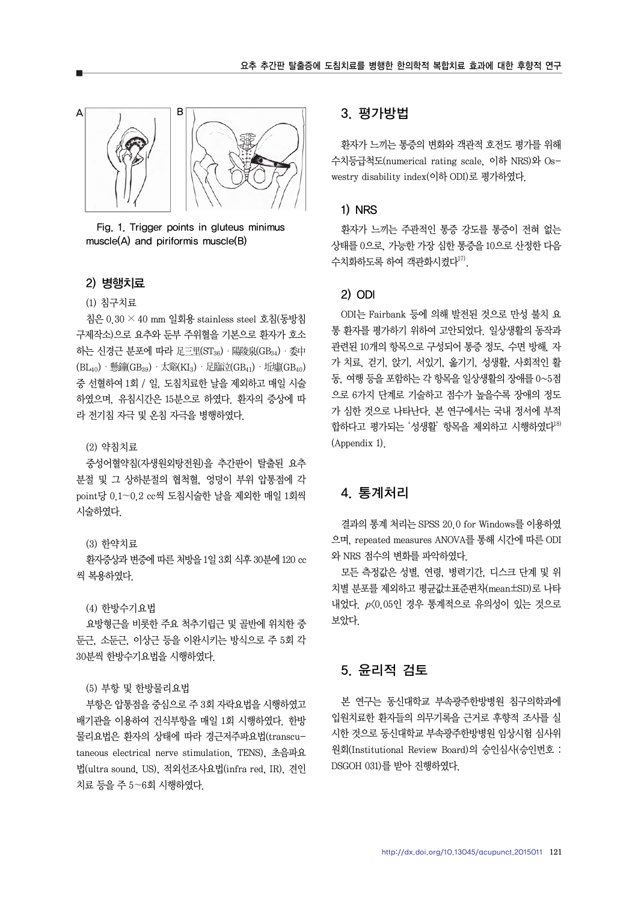Fig. 1. Trigger points in gluteus minimus muscle(A) and piriformis muscle(B)

### 2) 병행치료

(1) 침구치료

침은 0.30 × 40 mm 일회용 stainless steel 호침(동방침구제작소)으로 요추와 둔부 주위혈을 기본으로 환자가 호소하는 신경근 분포에 따라 足三里($ST_{36}$)·陽陵泉($GB_{34}$)·委中($BL_{40}$)·懸鐘($GB_{39}$)·太谿($KI_{3}$)·足臨泣($GB_{41}$)·丘墟($GB_{40}$) 중 선혈하여 1회 / 일, 도침치료한 날을 제외하고 매일 시술하였으며, 유침시간은 15분으로 하였다. 환자의 증상에 따라 전기침 자극 및 온침 자극을 병행하였다.

(2) 약침치료

중성어혈약침(자생원외탕전원)을 추간판이 탈출된 요추 분절 및 그 상하분절의 협척혈, 엉덩이 부위 압통점에 각 point당 0.1~0.2 cc씩 도침시술한 날을 제외한 매일 1회씩 시술하였다.

(3) 한약치료

환자증상과 변증에 따른 처방을 1일 3회 식후 30분에 120 cc씩 복용하였다.

(4) 한방수기요법

요방형근을 비롯한 주요 척추기립근 및 골반에 위치한 중둔근, 소둔근, 이상근 등을 이완시키는 방식으로 주 5회 각 30분씩 한방수기요법을 시행하였다.

(5) 부항 및 한방물리요법

부항은 압통점을 중심으로 주 3회 자락요법을 시행하였고 배기관을 이용하여 건식부항을 매일 1회 시행하였다. 한방물리요법은 환자의 상태에 따라 경근저주파요법(transcutaneous electrical nerve stimulation, TENS), 초음파요법(ultra sound, US), 적외선조사요법(infra red, IR), 견인치료 등을 주 5~6회 시행하였다.

## 3. 평가방법

환자가 느끼는 통증의 변화와 객관적 호전도 평가를 위해 수치등급척도(numerical rating scale, 이하 NRS)와 Oswestry disability index(이하 ODI)로 평가하였다.

### 1) NRS

환자가 느끼는 주관적인 통증 강도를 통증이 전혀 없는 상태를 0으로, 가능한 가장 심한 통증을 10으로 산정한 다음 수치화하도록 하여 객관화시켰다[17].

### 2) ODI

ODI는 Fairbank 등에 의해 발전된 것으로 만성 불치 요통 환자를 평가하기 위하여 고안되었다. 일상생활의 동작과 관련된 10개의 항목으로 구성되어 통증 정도, 수면 방해, 자가 치료, 걷기, 앉기, 서있기, 옮기기, 성생활, 사회적인 활동, 여행 등을 포함하는 각 항목을 일상생활의 장애를 0~5점으로 6가지 단계로 기술하고 점수가 높을수록 장애의 정도가 심한 것으로 나타난다. 본 연구에서는 국내 정서에 부적합하다고 평가되는 '성생활' 항목을 제외하고 시행하였다[18] (Appendix 1).

## 4. 통계처리

결과의 통계 처리는 SPSS 20.0 for Windows를 이용하였으며, repeated measures ANOVA를 통해 시간에 따른 ODI와 NRS 점수의 변화를 파악하였다.

모든 측정값은 성별, 연령, 병력기간, 디스크 단계 및 위치별 분포를 제외하고 평균값±표준편차(mean±SD)로 나타내었다. $p<0.05$인 경우 통계적으로 유의성이 있는 것으로 보았다.

## 5. 윤리적 검토

본 연구는 동신대학교 부속광주한방병원 침구의학과에 입원치료한 환자들의 의무기록을 근거로 후향적 조사를 실시한 것으로 동신대학교 부속광주한방병원 임상시험 심사위원회(Institutional Review Board)의 승인심사(승인번호 : DSGOH 031)를 받아 진행하였다.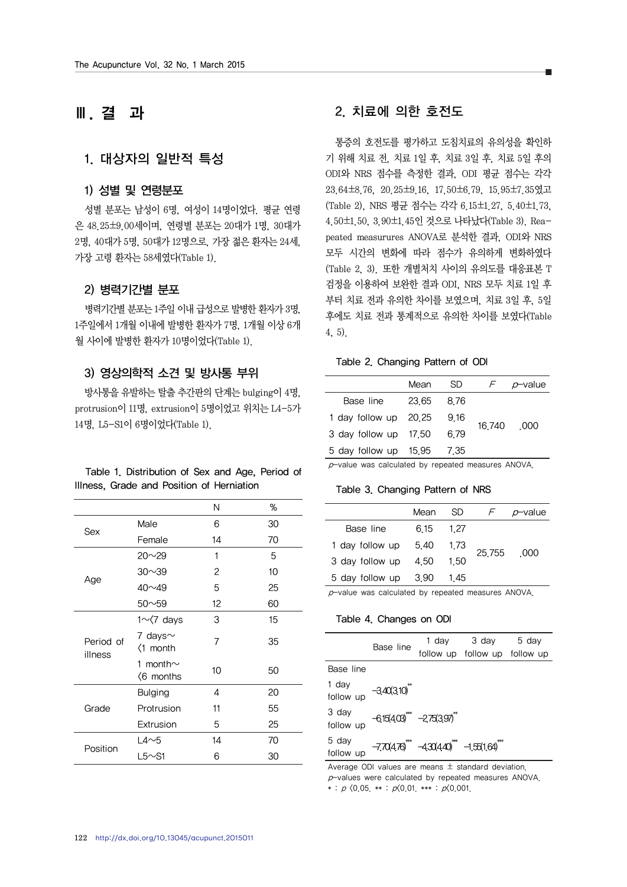## Ⅲ. 결　과

### 1. 대상자의 일반적 특성

#### 1) 성별 및 연령분포

성별 분포는 남성이 6명, 여성이 14명이었다. 평균 연령은 48.25±9.00세이며, 연령별 분포는 20대가 1명, 30대가 2명, 40대가 5명, 50대가 12명으로, 가장 젊은 환자는 24세, 가장 고령 환자는 58세였다(Table 1).

#### 2) 병력기간별 분포

병력기간별 분포는 1주일 이내 급성으로 발병한 환자가 3명, 1주일에서 1개월 이내에 발병한 환자가 7명, 1개월 이상 6개월 사이에 발병한 환자가 10명이었다(Table 1).

#### 3) 영상의학적 소견 및 방사통 부위

방사통을 유발하는 탈출 추간판의 단계는 bulging이 4명, protrusion이 11명, extrusion이 5명이었고 위치는 L4-5가 14명, L5-S1이 6명이었다(Table 1).

Table 1. Distribution of Sex and Age, Period of Illness, Grade and Position of Herniation

| | | N | % |
|---|---|---|---|
| Sex | Male | 6 | 30 |
| | Female | 14 | 70 |
| Age | 20～29 | 1 | 5 |
| | 30～39 | 2 | 10 |
| | 40～49 | 5 | 25 |
| | 50～59 | 12 | 60 |
| Period of illness | 1～<7 days | 3 | 15 |
| | 7 days～<1 month | 7 | 35 |
| | 1 month～<6 months | 10 | 50 |
| Grade | Bulging | 4 | 20 |
| | Protrusion | 11 | 55 |
| | Extrusion | 5 | 25 |
| Position | L4～5 | 14 | 70 |
| | L5～S1 | 6 | 30 |

### 2. 치료에 의한 호전도

통증의 호전도를 평가하고 도침치료의 유의성을 확인하기 위해 치료 전, 치료 1일 후, 치료 3일 후, 치료 5일 후의 ODI와 NRS 점수를 측정한 결과, ODI 평균 점수는 각각 23.64±8.76, 20.25±9.16, 17.50±6.79, 15.95±7.35였고(Table 2), NRS 평균 점수는 각각 6.15±1.27, 5.40±1.73, 4.50±1.50, 3.90±1.45인 것으로 나타났다(Table 3). Repeated measurues ANOVA로 분석한 결과, ODI와 NRS 모두 시간의 변화에 따라 점수가 유의하게 변화하였다(Table 2, 3). 또한 개별처치 사이의 유의도를 대응표본 T 검정을 이용하여 보완한 결과 ODI, NRS 모두 치료 1일 후부터 치료 전과 유의한 차이를 보였으며, 치료 3일 후, 5일 후에도 치료 전과 통계적으로 유의한 차이를 보였다(Table 4, 5).

Table 2. Changing Pattern of ODI

| | Mean | SD | *F* | *p*-value |
|---|---|---|---|---|
| Base line | 23.65 | 8.76 | 16.740 | .000 |
| 1 day follow up | 20.25 | 9.16 | | |
| 3 day follow up | 17.50 | 6.79 | | |
| 5 day follow up | 15.95 | 7.35 | | |

*p*-value was calculated by repeated measures ANOVA.

Table 3. Changing Pattern of NRS

| | Mean | SD | *F* | *p*-value |
|---|---|---|---|---|
| Base line | 6.15 | 1.27 | 25.755 | .000 |
| 1 day follow up | 5.40 | 1.73 | | |
| 3 day follow up | 4.50 | 1.50 | | |
| 5 day follow up | 3.90 | 1.45 | | |

*p*-value was calculated by repeated measures ANOVA.

Table 4. Changes on ODI

| | Base line | 1 day follow up | 3 day follow up | 5 day follow up |
|---|---|---|---|---|
| Base line | | | | |
| 1 day follow up | -3.40(3.10)** | | | |
| 3 day follow up | -6.15(4.03)*** | -2.75(3.97)** | | |
| 5 day follow up | -7.70(4.76)*** | -4.30(4.40)*** | -1.55(1.64)*** | |

Average ODI values are means ± standard deviation.
*p*-values were calculated by repeated measures ANOVA.
* : $p<0.05$, ** : $p<0.01$, *** : $p<0.001$.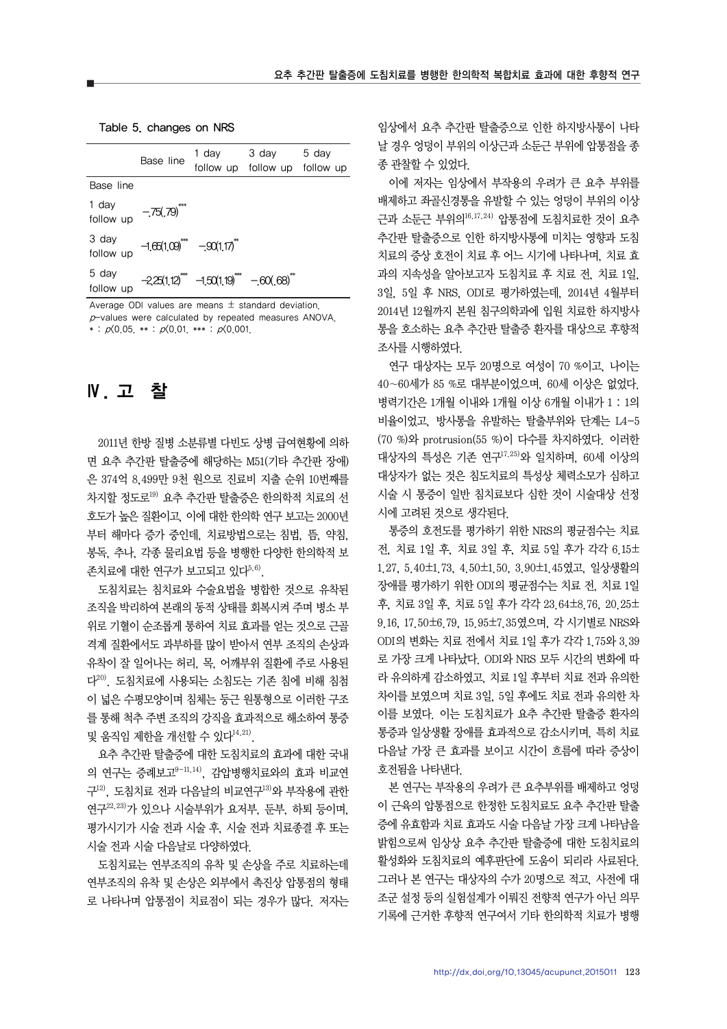Table 5. changes on NRS

| | Base line | 1 day follow up | 3 day follow up | 5 day follow up |
|---|---|---|---|---|
| Base line | | | | |
| 1 day follow up | −.75(.79)*** | | | |
| 3 day follow up | −1.65(1.09)*** | −.90(1.17)** | | |
| 5 day follow up | −2.25(1.12)*** | −1.50(1.19)*** | −.60(.68)** | |

Average ODI values are means ± standard deviation.
*p*-values were calculated by repeated measures ANOVA.
* : $p<0.05$, ** : $p<0.01$, *** : $p<0.001$.

## Ⅳ. 고 찰

2011년 한방 질병 소분류별 다빈도 상병 급여현황에 의하면 요추 추간판 탈출증에 해당하는 M51(기타 추간판 장애)은 374억 8,499만 9천 원으로 진료비 지출 순위 10번째를 차지할 정도로[19] 요추 추간판 탈출증은 한의학적 치료의 선호도가 높은 질환이고, 이에 대한 한의학 연구 보고는 2000년부터 해마다 증가 중인데, 치료방법으로는 침법, 뜸, 약침, 봉독, 추나, 각종 물리요법 등을 병행한 다양한 한의학적 보존치료에 대한 연구가 보고되고 있다[5,6].

도침치료는 침치료와 수술요법을 병합한 것으로 유착된 조직을 박리하여 본래의 동적 상태를 회복시켜 주며 병소 부위로 기혈이 순조롭게 통하여 치료 효과를 얻는 것으로 근골격계 질환에서도 과부하를 많이 받아서 연부 조직의 손상과 유착이 잘 일어나는 허리, 목, 어깨부위 질환에 주로 사용된다[20]. 도침치료에 사용되는 소침도는 기존 침에 비해 침첨이 넓은 수평모양이며 침체는 둥근 원통형으로 이러한 구조를 통해 척추 주변 조직의 강직을 효과적으로 해소하여 통증 및 움직임 제한을 개선할 수 있다[14,21].

요추 추간판 탈출증에 대한 도침치료의 효과에 대한 국내의 연구는 증례보고[9-11,14], 감압병행치료와의 효과 비교연구[12], 도침치료 전과 다음날의 비교연구[13]와 부작용에 관한 연구[22,23]가 있으나 시술부위가 요저부, 둔부, 하퇴 등이며, 평가시기가 시술 전과 시술 후, 시술 전과 치료종결 후 또는 시술 전과 시술 다음날로 다양하였다.

도침치료는 연부조직의 유착 및 손상을 주로 치료하는데 연부조직의 유착 및 손상은 외부에서 촉진상 압통점의 형태로 나타나며 압통점이 치료점이 되는 경우가 많다. 저자는 임상에서 요추 추간판 탈출증으로 인한 하지방사통이 나타날 경우 엉덩이 부위의 이상근과 소둔근 부위에 압통점을 종종 관찰할 수 있었다.

이에 저자는 임상에서 부작용의 우려가 큰 요추 부위를 배제하고 좌골신경통을 유발할 수 있는 엉덩이 부위의 이상근과 소둔근 부위의[16,17,24] 압통점에 도침치료한 것이 요추 추간판 탈출증으로 인한 하지방사통에 미치는 영향과 도침치료의 증상 호전이 치료 후 어느 시기에 나타나며, 치료 효과의 지속성을 알아보고자 도침치료 후 치료 전, 치료 1일, 3일, 5일 후 NRS, ODI로 평가하였는데, 2014년 4월부터 2014년 12월까지 본원 침구의학과에 입원 치료한 하지방사통을 호소하는 요추 추간판 탈출증 환자를 대상으로 후향적 조사를 시행하였다.

연구 대상자는 모두 20명으로 여성이 70 %이고, 나이는 40~60세가 85 %로 대부분이었으며, 60세 이상은 없었다. 병력기간은 1개월 이내와 1개월 이상 6개월 이내가 1 : 1의 비율이었고, 방사통을 유발하는 탈출부위와 단계는 L4-5 (70 %)와 protrusion(55 %)이 다수를 차지하였다. 이러한 대상자의 특성은 기존 연구[17,25]와 일치하며, 60세 이상의 대상자가 없는 것은 침도치료의 특성상 체력소모가 심하고 시술 시 통증이 일반 침치료보다 심한 것이 시술대상 선정 시에 고려된 것으로 생각된다.

통증의 호전도를 평가하기 위한 NRS의 평균점수는 치료 전, 치료 1일 후, 치료 3일 후, 치료 5일 후가 각각 6.15±1.27, 5.40±1.73, 4.50±1.50, 3.90±1.45였고, 일상생활의 장애를 평가하기 위한 ODI의 평균점수는 치료 전, 치료 1일 후, 치료 3일 후, 치료 5일 후가 각각 23.64±8.76, 20.25±9.16, 17.50±6.79, 15.95±7.35였으며, 각 시기별로 NRS와 ODI의 변화는 치료 전에서 치료 1일 후가 각각 1.75와 3.39로 가장 크게 나타났다. ODI와 NRS 모두 시간의 변화에 따라 유의하게 감소하였고, 치료 1일 후부터 치료 전과 유의한 차이를 보였으며 치료 3일, 5일 후에도 치료 전과 유의한 차이를 보였다. 이는 도침치료가 요추 추간판 탈출증 환자의 통증과 일상생활 장애를 효과적으로 감소시키며, 특히 치료 다음날 가장 큰 효과를 보이고 시간이 흐름에 따라 증상이 호전됨을 나타낸다.

본 연구는 부작용의 우려가 큰 요추부위를 배제하고 엉덩이 근육의 압통점으로 한정한 도침치료도 요추 추간판 탈출증에 유효함과 치료 효과도 시술 다음날 가장 크게 나타남을 밝힘으로써 임상상 요추 추간판 탈출증에 대한 도침치료의 활성화와 도침치료의 예후판단에 도움이 되리라 사료된다. 그러나 본 연구는 대상자의 수가 20명으로 적고, 사전에 대조군 설정 등의 실험설계가 이뤄진 전향적 연구가 아닌 의무기록에 근거한 후향적 연구여서 기타 한의학적 치료가 병행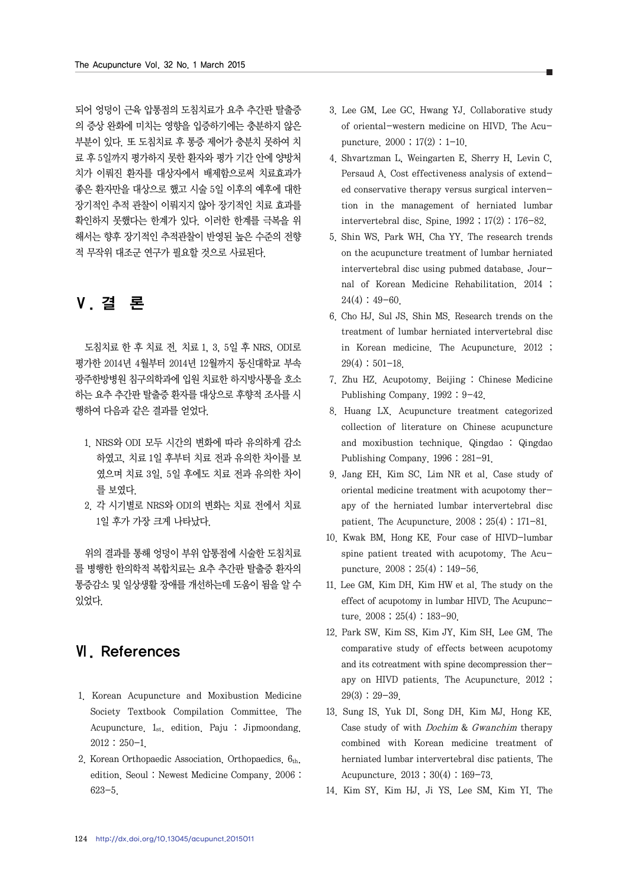되어 엉덩이 근육 압통점의 도침치료가 요추 추간판 탈출증의 증상 완화에 미치는 영향을 입증하기에는 충분하지 않은 부분이 있다. 또 도침치료 후 통증 제어가 충분치 못하여 치료 후 5일까지 평가하지 못한 환자와 평가 기간 안에 양방처치가 이뤄진 환자를 대상자에서 배제함으로써 치료효과가 좋은 환자만을 대상으로 했고 시술 5일 이후의 예후에 대한 장기적인 추적 관찰이 이뤄지지 않아 장기적인 치료 효과를 확인하지 못했다는 한계가 있다. 이러한 한계를 극복을 위해서는 향후 장기적인 추적관찰이 반영된 높은 수준의 전향적 무작위 대조군 연구가 필요할 것으로 사료된다.

## Ⅴ. 결　론

도침치료 한 후 치료 전, 치료 1, 3, 5일 후 NRS, ODI로 평가한 2014년 4월부터 2014년 12월까지 동신대학교 부속 광주한방병원 침구의학과에 입원 치료한 하지방사통을 호소하는 요추 추간판 탈출증 환자를 대상으로 후향적 조사를 시행하여 다음과 같은 결과를 얻었다.

1. NRS와 ODI 모두 시간의 변화에 따라 유의하게 감소하였고, 치료 1일 후부터 치료 전과 유의한 차이를 보였으며 치료 3일, 5일 후에도 치료 전과 유의한 차이를 보였다.
2. 각 시기별로 NRS와 ODI의 변화는 치료 전에서 치료 1일 후가 가장 크게 나타났다.

위의 결과를 통해 엉덩이 부위 압통점에 시술한 도침치료를 병행한 한의학적 복합치료는 요추 추간판 탈출증 환자의 통증감소 및 일상생활 장애를 개선하는데 도움이 됨을 알 수 있었다.

## Ⅵ. References

1. Korean Acupuncture and Moxibustion Medicine Society Textbook Compilation Committee. The Acupuncture. 1st. edition. Paju : Jipmoondang. 2012 : 250-1.
2. Korean Orthopaedic Association. Orthopaedics. 6th. edition. Seoul : Newest Medicine Company. 2006 : 623-5.
3. Lee GM, Lee GC, Hwang YJ. Collaborative study of oriental-western medicine on HIVD. The Acupuncture. 2000 ; 17(2) : 1-10.
4. Shvartzman L, Weingarten E, Sherry H, Levin C, Persaud A. Cost effectiveness analysis of extended conservative therapy versus surgical intervention in the management of herniated lumbar intervertebral disc. Spine. 1992 ; 17(2) : 176-82.
5. Shin WS, Park WH, Cha YY. The research trends on the acupuncture treatment of lumbar herniated intervertebral disc using pubmed database. Journal of Korean Medicine Rehabilitation. 2014 ; 24(4) : 49-60.
6. Cho HJ, Sul JS, Shin MS. Research trends on the treatment of lumbar herniated intervertebral disc in Korean medicine. The Acupuncture. 2012 ; 29(4) : 501-18.
7. Zhu HZ. Acupotomy. Beijing : Chinese Medicine Publishing Company. 1992 : 9-42.
8. Huang LX. Acupuncture treatment categorized collection of literature on Chinese acupuncture and moxibustion technique. Qingdao : Qingdao Publishing Company. 1996 : 281-91.
9. Jang EH, Kim SC, Lim NR et al. Case study of oriental medicine treatment with acupotomy therapy of the herniated lumbar intervertebral disc patient. The Acupuncture. 2008 ; 25(4) : 171-81.
10. Kwak BM, Hong KE. Four case of HIVD-lumbar spine patient treated with acupotomy. The Acupuncture. 2008 ; 25(4) : 149-56.
11. Lee GM, Kim DH, Kim HW et al. The study on the effect of acupotomy in lumbar HIVD. The Acupuncture. 2008 ; 25(4) : 183-90.
12. Park SW, Kim SS, Kim JY, Kim SH, Lee GM. The comparative study of effects between acupotomy and its cotreatment with spine decompression therapy on HIVD patients. The Acupuncture. 2012 ; 29(3) : 29-39.
13. Sung IS, Yuk DI, Song DH, Kim MJ, Hong KE. Case study of with *Dochim* & *Gwanchim* therapy combined with Korean medicine treatment of herniated lumbar intervertebral disc patients. The Acupuncture. 2013 ; 30(4) : 169-73.
14. Kim SY, Kim HJ, Ji YS, Lee SM, Kim YI. The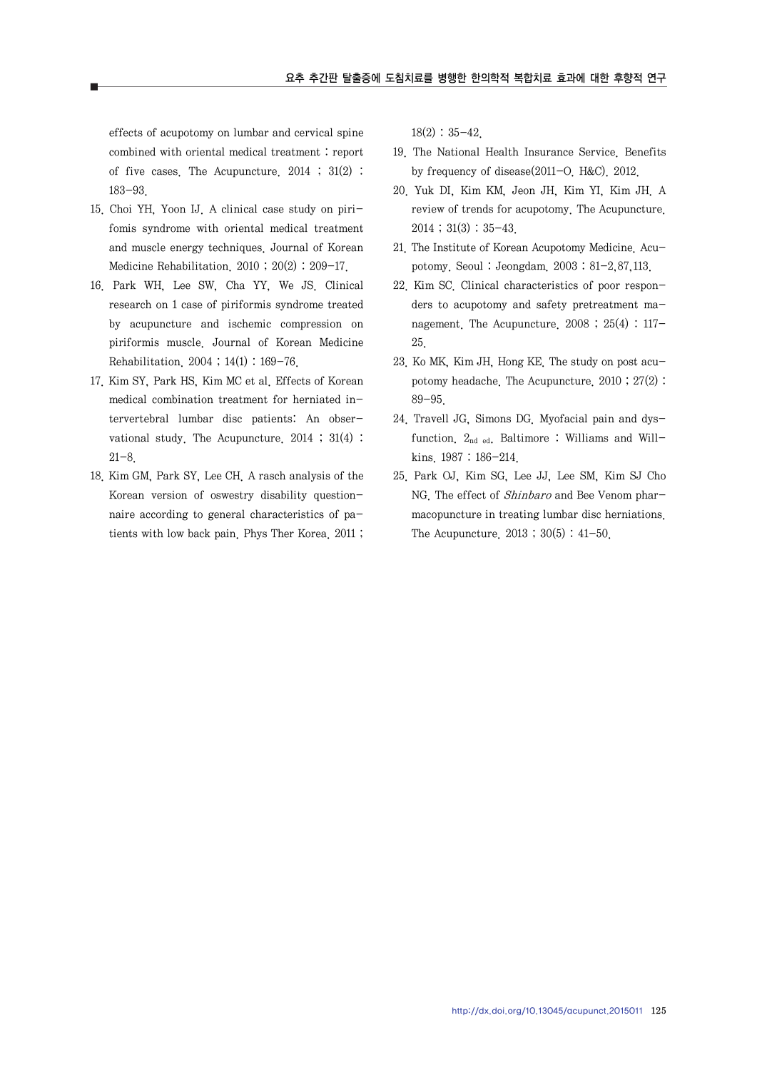effects of acupotomy on lumbar and cervical spine combined with oriental medical treatment : report of five cases. The Acupuncture. 2014 ; 31(2) : 183-93.

15. Choi YH, Yoon IJ. A clinical case study on pirifomis syndrome with oriental medical treatment and muscle energy techniques. Journal of Korean Medicine Rehabilitation. 2010 ; 20(2) : 209-17.
16. Park WH, Lee SW, Cha YY, We JS. Clinical research on 1 case of piriformis syndrome treated by acupuncture and ischemic compression on piriformis muscle. Journal of Korean Medicine Rehabilitation. 2004 ; 14(1) : 169-76.
17. Kim SY, Park HS, Kim MC et al. Effects of Korean medical combination treatment for herniated intervertebral lumbar disc patients: An observational study. The Acupuncture. 2014 ; 31(4) : 21-8.
18. Kim GM, Park SY, Lee CH. A rasch analysis of the Korean version of oswestry disability questionnaire according to general characteristics of patients with low back pain. Phys Ther Korea. 2011 ; 18(2) : 35-42.
19. The National Health Insurance Service. Benefits by frequency of disease(2011-O. H&C). 2012.
20. Yuk DI, Kim KM, Jeon JH, Kim YI, Kim JH. A review of trends for acupotomy. The Acupuncture. 2014 ; 31(3) : 35-43.
21. The Institute of Korean Acupotomy Medicine. Acupotomy. Seoul : Jeongdam. 2003 : 81-2,87,113.
22. Kim SC. Clinical characteristics of poor responders to acupotomy and safety pretreatment management. The Acupuncture. 2008 ; 25(4) : 117-25.
23. Ko MK, Kim JH, Hong KE. The study on post acupotomy headache. The Acupuncture. 2010 ; 27(2) : 89-95.
24. Travell JG, Simons DG. Myofacial pain and dysfunction. 2nd ed. Baltimore : Williams and Willkins. 1987 : 186-214.
25. Park OJ, Kim SG, Lee JJ, Lee SM, Kim SJ Cho NG. The effect of *Shinbaro* and Bee Venom pharmacopuncture in treating lumbar disc herniations. The Acupuncture. 2013 ; 30(5) : 41-50.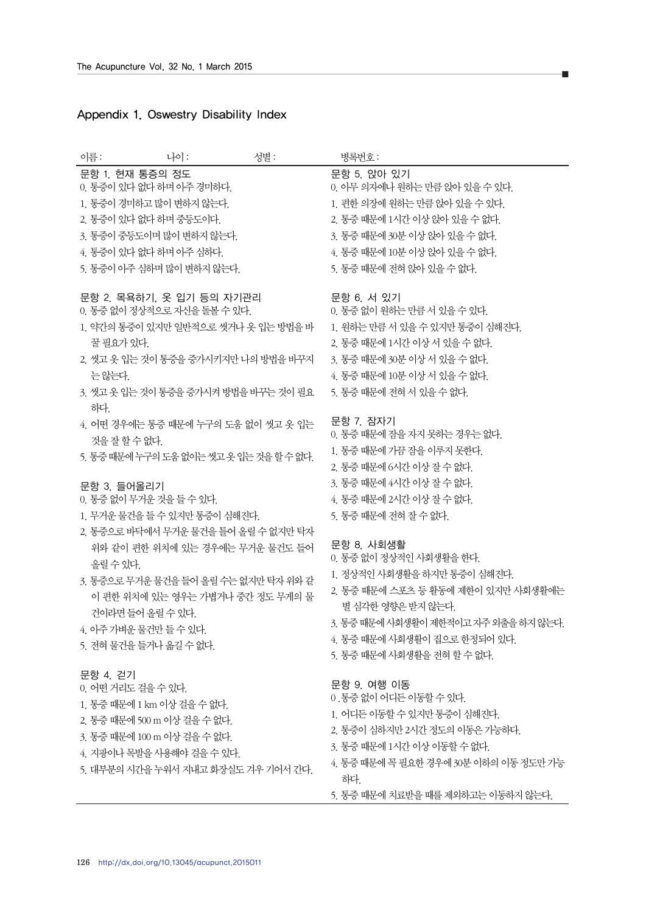## Appendix 1. Oswestry Disability Index

이름 : 나이 : 성별 : 병록번호 :

**문항 1. 현재 통증의 정도**

0. 통증이 있다 없다 하며 아주 경미하다.
1. 통증이 경미하고 많이 변하지 않는다.
2. 통증이 있다 없다 하며 중등도이다.
3. 통증이 중등도이며 많이 변하지 않는다.
4. 통증이 있다 없다 하며 아주 심하다.
5. 통증이 아주 심하며 많이 변하지 않는다.

**문항 2. 목욕하기, 옷 입기 등의 자기관리**

0. 통증 없이 정상적으로 자신을 돌볼 수 있다.
1. 약간의 통증이 있지만 일반적으로 씻거나 옷 입는 방법을 바꿀 필요가 있다.
2. 씻고 옷 입는 것이 통증을 증가시키지만 나의 방법을 바꾸지는 않는다.
3. 씻고 옷 입는 것이 통증을 증가시켜 방법을 바꾸는 것이 필요하다.
4. 어떤 경우에는 통증 때문에 누구의 도움 없이 씻고 옷 입는 것을 잘 할 수 없다.
5. 통증 때문에 누구의 도움 없이는 씻고 옷 입는 것을 할 수 없다.

**문항 3. 들어올리기**

0. 통증 없이 무거운 것을 들 수 있다.
1. 무거운 물건을 들 수 있지만 통증이 심해진다.
2. 통증으로 바닥에서 무거운 물건을 들어 올릴 수 없지만 탁자 위와 같이 편한 위치에 있는 경우에는 무거운 물건도 들어 올릴 수 있다.
3. 통증으로 무거운 물건을 들어 올릴 수는 없지만 탁자 위와 같이 편한 위치에 있는 영우는 가볍거나 중간 정도 무게의 물건이라면 들어 올릴 수 있다.
4. 아주 가벼운 물건만 들 수 있다.
5. 전혀 물건을 들거나 옮길 수 없다.

**문항 4. 걷기**

0. 어떤 거리도 걸을 수 있다.
1. 통증 때문에 1 km 이상 걸을 수 없다.
2. 통증 때문에 500 m 이상 걸을 수 없다.
3. 통증 때문에 100 m 이상 걸을 수 없다.
4. 지팡이나 목발을 사용해야 걸을 수 있다.
5. 대부분의 시간을 누워서 지내고 화장실도 겨우 기어서 간다.

**문항 5. 앉아 있기**

0. 아무 의자에나 원하는 만큼 앉아 있을 수 있다.
1. 편한 의장에 원하는 만큼 앉아 있을 수 있다.
2. 통증 때문에 1시간 이상 앉아 있을 수 없다.
3. 통증 때문에 30분 이상 앉아 있을 수 없다.
4. 통증 때문에 10분 이상 앉아 있을 수 없다.
5. 통증 때문에 전혀 앉아 있을 수 없다.

**문항 6. 서 있기**

0. 통증 없이 원하는 만큼 서 있을 수 있다.
1. 원하는 만큼 서 있을 수 있지만 통증이 심해진다.
2. 통증 때문에 1시간 이상 서 있을 수 없다.
3. 통증 때문에 30분 이상 서 있을 수 없다.
4. 통증 때문에 10분 이상 서 있을 수 없다.
5. 통증 때문에 전혀 서 있을 수 없다.

**문항 7. 잠자기**

0. 통증 때문에 잠을 자지 못하는 경우는 없다.
1. 통증 때문에 가끔 잠을 이루지 못한다.
2. 통증 때문에 6시간 이상 잘 수 없다.
3. 통증 때문에 4시간 이상 잘 수 없다.
4. 통증 때문에 2시간 이상 잘 수 없다.
5. 통증 때문에 전혀 잘 수 없다.

**문항 8. 사회생활**

0. 통증 없이 정상적인 사회생활을 한다.
1. 정상적인 사회생활을 하지만 통증이 심해진다.
2. 통증 때문에 스포츠 등 활동에 제한이 있지만 사회생활에는 별 심각한 영향은 받지 않는다.
3. 통증 때문에 사회생활이 제한적이고 자주 외출을 하지 않는다.
4. 통증 때문에 사회생활이 집으로 한정되어 있다.
5. 통증 때문에 사회생활을 전혀 할 수 없다.

**문항 9. 여행 이동**

0. 통증 없이 어디든 이동할 수 있다.
1. 어디든 이동할 수 있지만 통증이 심해진다.
2. 통증이 심하지만 2시간 정도의 이동은 가능하다.
3. 통증 때문에 1시간 이상 이동할 수 없다.
4. 통증 때문에 꼭 필요한 경우에 30분 이하의 이동 정도만 가능하다.
5. 통증 때문에 치료받을 때를 제외하고는 이동하지 않는다.